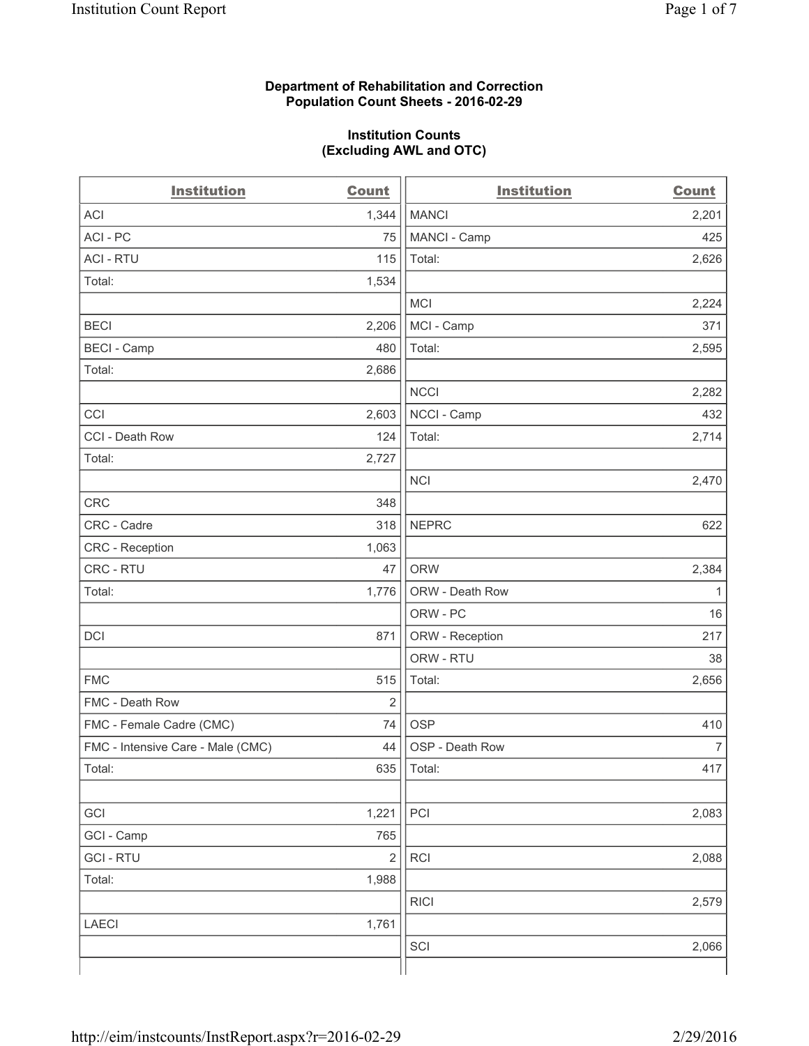**Department of Rehabilitation and Correction**
**Population Count Sheets - 2016-02-29**

**Institution Counts**
**(Excluding AWL and OTC)**

| Institution | Count | Institution | Count |
|---|---|---|---|
| ACI | 1,344 | MANCI | 2,201 |
| ACI - PC | 75 | MANCI - Camp | 425 |
| ACI - RTU | 115 | Total: | 2,626 |
| Total: | 1,534 | | |
| | | MCI | 2,224 |
| BECI | 2,206 | MCI - Camp | 371 |
| BECI - Camp | 480 | Total: | 2,595 |
| Total: | 2,686 | | |
| | | NCCI | 2,282 |
| CCI | 2,603 | NCCI - Camp | 432 |
| CCI - Death Row | 124 | Total: | 2,714 |
| Total: | 2,727 | | |
| | | NCI | 2,470 |
| CRC | 348 | | |
| CRC - Cadre | 318 | NEPRC | 622 |
| CRC - Reception | 1,063 | | |
| CRC - RTU | 47 | ORW | 2,384 |
| Total: | 1,776 | ORW - Death Row | 1 |
| | | ORW - PC | 16 |
| DCI | 871 | ORW - Reception | 217 |
| | | ORW - RTU | 38 |
| FMC | 515 | Total: | 2,656 |
| FMC - Death Row | 2 | | |
| FMC - Female Cadre (CMC) | 74 | OSP | 410 |
| FMC - Intensive Care - Male (CMC) | 44 | OSP - Death Row | 7 |
| Total: | 635 | Total: | 417 |
| | | | |
| GCI | 1,221 | PCI | 2,083 |
| GCI - Camp | 765 | | |
| GCI - RTU | 2 | RCI | 2,088 |
| Total: | 1,988 | | |
| | | RICI | 2,579 |
| LAECI | 1,761 | | |
| | | SCI | 2,066 |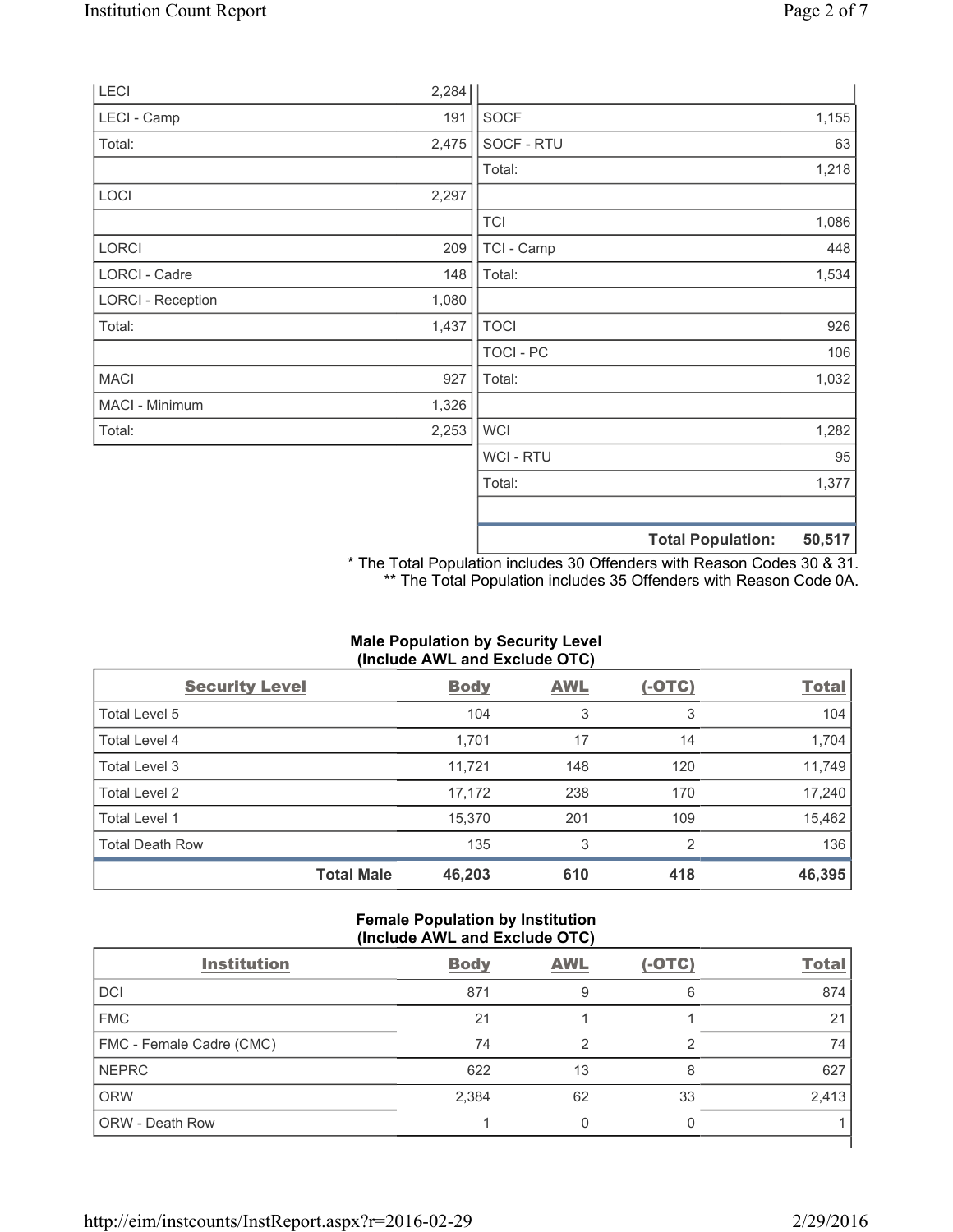| | |
|---|---|
| LECI | 2,284 |
| LECI - Camp | 191 |
| Total: | 2,475 |
| | |
| LOCI | 2,297 |
| | |
| LORCI | 209 |
| LORCI - Cadre | 148 |
| LORCI - Reception | 1,080 |
| Total: | 1,437 |
| | |
| MACI | 927 |
| MACI - Minimum | 1,326 |
| Total: | 2,253 |

| | |
|---|---|
| SOCF | 1,155 |
| SOCF - RTU | 63 |
| Total: | 1,218 |
| | |
| TCI | 1,086 |
| TCI - Camp | 448 |
| Total: | 1,534 |
| | |
| TOCI | 926 |
| TOCI - PC | 106 |
| Total: | 1,032 |
| | |
| WCI | 1,282 |
| WCI - RTU | 95 |
| Total: | 1,377 |
| | |
| **Total Population:** | **50,517** |

* The Total Population includes 30 Offenders with Reason Codes 30 & 31.
** The Total Population includes 35 Offenders with Reason Code 0A.

**Male Population by Security Level (Include AWL and Exclude OTC)**

| Security Level | Body | AWL | (-OTC) | Total |
|---|---|---|---|---|
| Total Level 5 | 104 | 3 | 3 | 104 |
| Total Level 4 | 1,701 | 17 | 14 | 1,704 |
| Total Level 3 | 11,721 | 148 | 120 | 11,749 |
| Total Level 2 | 17,172 | 238 | 170 | 17,240 |
| Total Level 1 | 15,370 | 201 | 109 | 15,462 |
| Total Death Row | 135 | 3 | 2 | 136 |
| **Total Male** | **46,203** | **610** | **418** | **46,395** |

**Female Population by Institution (Include AWL and Exclude OTC)**

| Institution | Body | AWL | (-OTC) | Total |
|---|---|---|---|---|
| DCI | 871 | 9 | 6 | 874 |
| FMC | 21 | 1 | 1 | 21 |
| FMC - Female Cadre (CMC) | 74 | 2 | 2 | 74 |
| NEPRC | 622 | 13 | 8 | 627 |
| ORW | 2,384 | 62 | 33 | 2,413 |
| ORW - Death Row | 1 | 0 | 0 | 1 |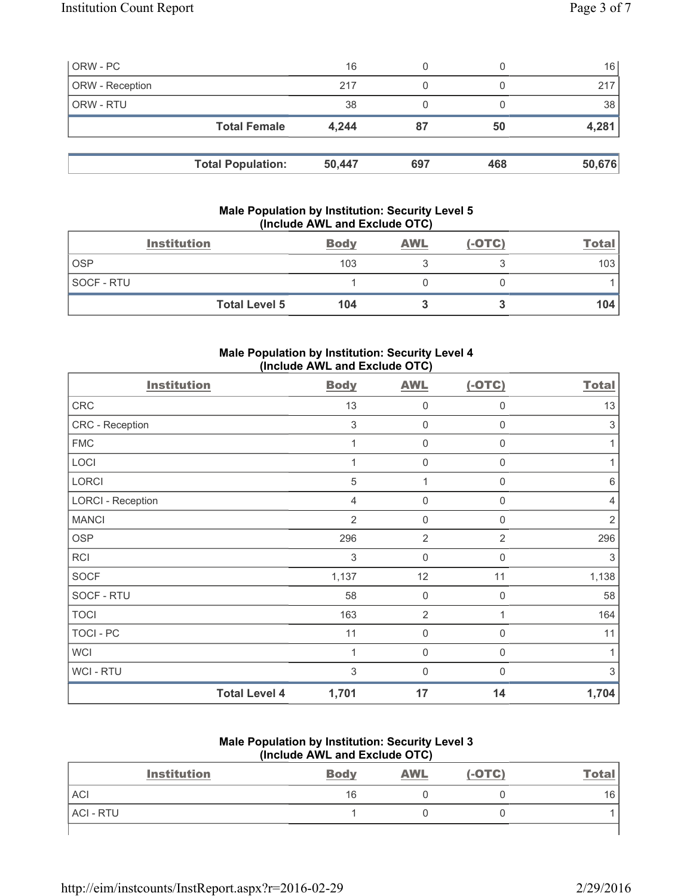| ORW - PC | 16 | 0 | 0 | 16 |
|---|---|---|---|---|
| ORW - Reception | 217 | 0 | 0 | 217 |
| ORW - RTU | 38 | 0 | 0 | 38 |
| **Total Female** | **4,244** | **87** | **50** | **4,281** |

| **Total Population:** | **50,447** | **697** | **468** | **50,676** |
|---|---|---|---|---|

### Male Population by Institution: Security Level 5 (Include AWL and Exclude OTC)

| Institution | Body | AWL | (-OTC) | Total |
|---|---|---|---|---|
| OSP | 103 | 3 | 3 | 103 |
| SOCF - RTU | 1 | 0 | 0 | 1 |
| **Total Level 5** | **104** | **3** | **3** | **104** |

### Male Population by Institution: Security Level 4 (Include AWL and Exclude OTC)

| Institution | Body | AWL | (-OTC) | Total |
|---|---|---|---|---|
| CRC | 13 | 0 | 0 | 13 |
| CRC - Reception | 3 | 0 | 0 | 3 |
| FMC | 1 | 0 | 0 | 1 |
| LOCI | 1 | 0 | 0 | 1 |
| LORCI | 5 | 1 | 0 | 6 |
| LORCI - Reception | 4 | 0 | 0 | 4 |
| MANCI | 2 | 0 | 0 | 2 |
| OSP | 296 | 2 | 2 | 296 |
| RCI | 3 | 0 | 0 | 3 |
| SOCF | 1,137 | 12 | 11 | 1,138 |
| SOCF - RTU | 58 | 0 | 0 | 58 |
| TOCI | 163 | 2 | 1 | 164 |
| TOCI - PC | 11 | 0 | 0 | 11 |
| WCI | 1 | 0 | 0 | 1 |
| WCI - RTU | 3 | 0 | 0 | 3 |
| **Total Level 4** | **1,701** | **17** | **14** | **1,704** |

### Male Population by Institution: Security Level 3 (Include AWL and Exclude OTC)

| Institution | Body | AWL | (-OTC) | Total |
|---|---|---|---|---|
| ACI | 16 | 0 | 0 | 16 |
| ACI - RTU | 1 | 0 | 0 | 1 |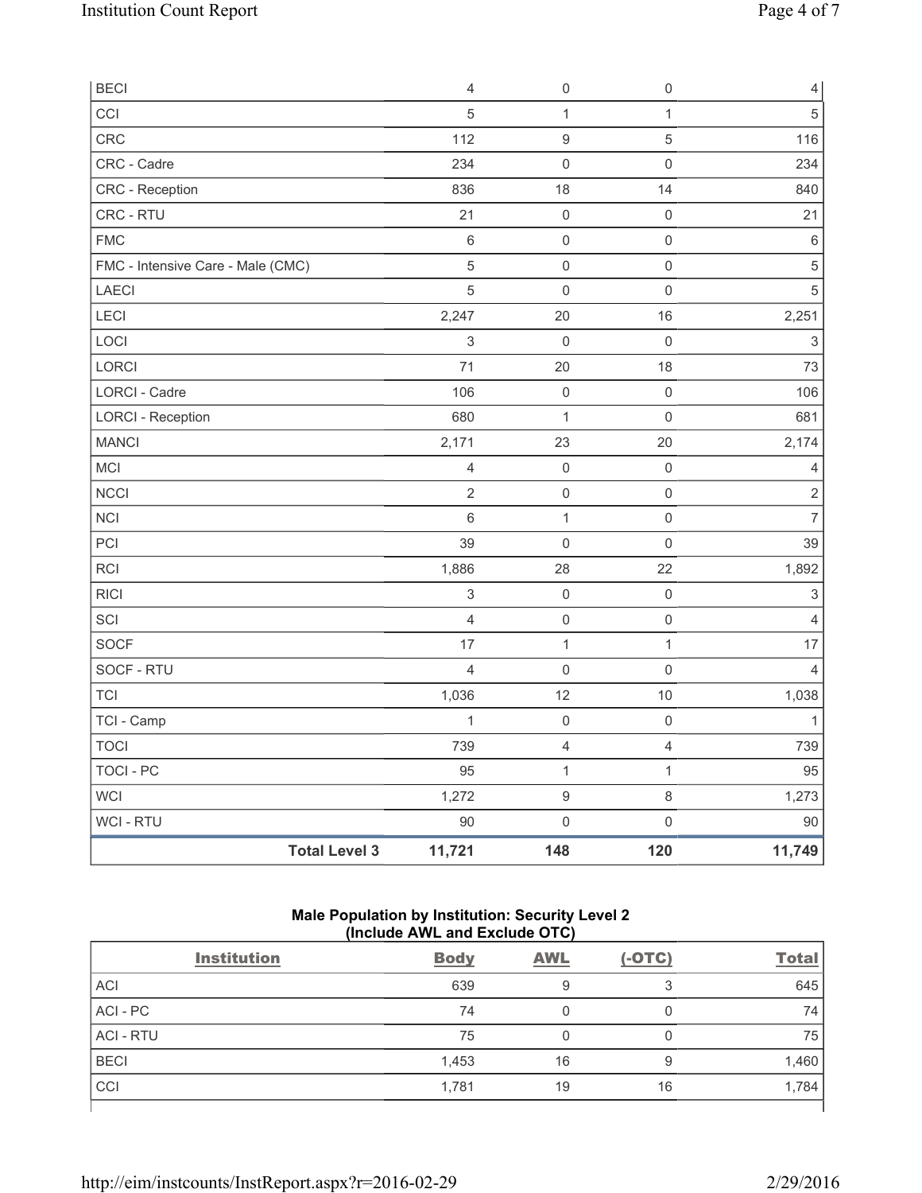| BECI | 4 | 0 | 0 | 4 |
|---|---|---|---|---|
| CCI | 5 | 1 | 1 | 5 |
| CRC | 112 | 9 | 5 | 116 |
| CRC - Cadre | 234 | 0 | 0 | 234 |
| CRC - Reception | 836 | 18 | 14 | 840 |
| CRC - RTU | 21 | 0 | 0 | 21 |
| FMC | 6 | 0 | 0 | 6 |
| FMC - Intensive Care - Male (CMC) | 5 | 0 | 0 | 5 |
| LAECI | 5 | 0 | 0 | 5 |
| LECI | 2,247 | 20 | 16 | 2,251 |
| LOCI | 3 | 0 | 0 | 3 |
| LORCI | 71 | 20 | 18 | 73 |
| LORCI - Cadre | 106 | 0 | 0 | 106 |
| LORCI - Reception | 680 | 1 | 0 | 681 |
| MANCI | 2,171 | 23 | 20 | 2,174 |
| MCI | 4 | 0 | 0 | 4 |
| NCCI | 2 | 0 | 0 | 2 |
| NCI | 6 | 1 | 0 | 7 |
| PCI | 39 | 0 | 0 | 39 |
| RCI | 1,886 | 28 | 22 | 1,892 |
| RICI | 3 | 0 | 0 | 3 |
| SCI | 4 | 0 | 0 | 4 |
| SOCF | 17 | 1 | 1 | 17 |
| SOCF - RTU | 4 | 0 | 0 | 4 |
| TCI | 1,036 | 12 | 10 | 1,038 |
| TCI - Camp | 1 | 0 | 0 | 1 |
| TOCI | 739 | 4 | 4 | 739 |
| TOCI - PC | 95 | 1 | 1 | 95 |
| WCI | 1,272 | 9 | 8 | 1,273 |
| WCI - RTU | 90 | 0 | 0 | 90 |
| **Total Level 3** | **11,721** | **148** | **120** | **11,749** |

### Male Population by Institution: Security Level 2
### (Include AWL and Exclude OTC)

| Institution | Body | AWL | (-OTC) | Total |
|---|---|---|---|---|
| ACI | 639 | 9 | 3 | 645 |
| ACI - PC | 74 | 0 | 0 | 74 |
| ACI - RTU | 75 | 0 | 0 | 75 |
| BECI | 1,453 | 16 | 9 | 1,460 |
| CCI | 1,781 | 19 | 16 | 1,784 |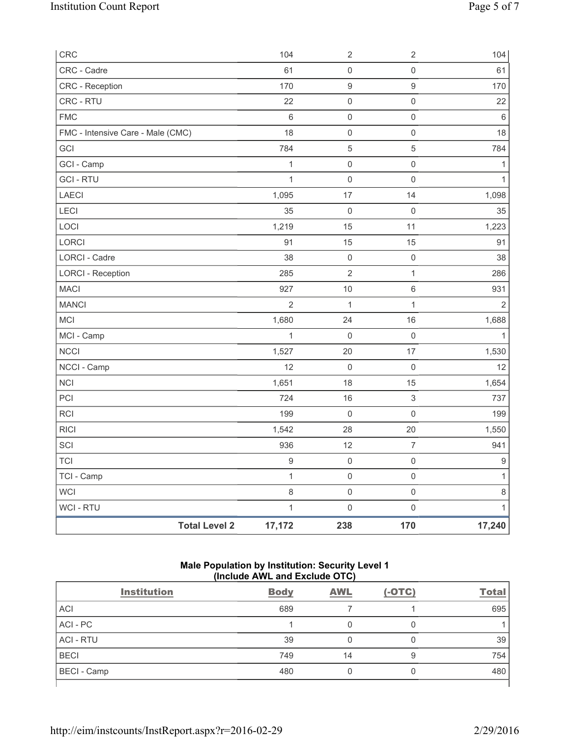| CRC | 104 | 2 | 2 | 104 |
|---|---|---|---|---|
| CRC - Cadre | 61 | 0 | 0 | 61 |
| CRC - Reception | 170 | 9 | 9 | 170 |
| CRC - RTU | 22 | 0 | 0 | 22 |
| FMC | 6 | 0 | 0 | 6 |
| FMC - Intensive Care - Male (CMC) | 18 | 0 | 0 | 18 |
| GCI | 784 | 5 | 5 | 784 |
| GCI - Camp | 1 | 0 | 0 | 1 |
| GCI - RTU | 1 | 0 | 0 | 1 |
| LAECI | 1,095 | 17 | 14 | 1,098 |
| LECI | 35 | 0 | 0 | 35 |
| LOCI | 1,219 | 15 | 11 | 1,223 |
| LORCI | 91 | 15 | 15 | 91 |
| LORCI - Cadre | 38 | 0 | 0 | 38 |
| LORCI - Reception | 285 | 2 | 1 | 286 |
| MACI | 927 | 10 | 6 | 931 |
| MANCI | 2 | 1 | 1 | 2 |
| MCI | 1,680 | 24 | 16 | 1,688 |
| MCI - Camp | 1 | 0 | 0 | 1 |
| NCCI | 1,527 | 20 | 17 | 1,530 |
| NCCI - Camp | 12 | 0 | 0 | 12 |
| NCI | 1,651 | 18 | 15 | 1,654 |
| PCI | 724 | 16 | 3 | 737 |
| RCI | 199 | 0 | 0 | 199 |
| RICI | 1,542 | 28 | 20 | 1,550 |
| SCI | 936 | 12 | 7 | 941 |
| TCI | 9 | 0 | 0 | 9 |
| TCI - Camp | 1 | 0 | 0 | 1 |
| WCI | 8 | 0 | 0 | 8 |
| WCI - RTU | 1 | 0 | 0 | 1 |
| **Total Level 2** | **17,172** | **238** | **170** | **17,240** |

## Male Population by Institution: Security Level 1
### (Include AWL and Exclude OTC)

| Institution | Body | AWL | (-OTC) | Total |
|---|---|---|---|---|
| ACI | 689 | 7 | 1 | 695 |
| ACI - PC | 1 | 0 | 0 | 1 |
| ACI - RTU | 39 | 0 | 0 | 39 |
| BECI | 749 | 14 | 9 | 754 |
| BECI - Camp | 480 | 0 | 0 | 480 |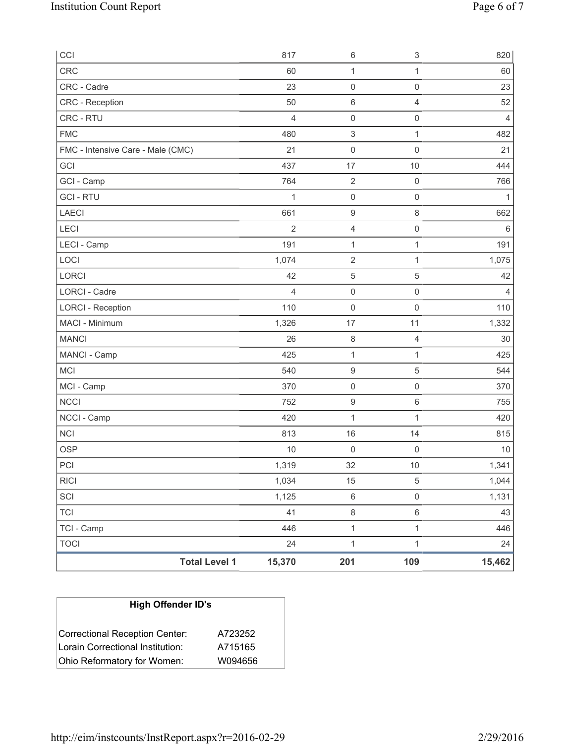| | | | |
|---|---|---|---|
| CCI | 817 | 6 | 3 | 820 |
| CRC | 60 | 1 | 1 | 60 |
| CRC - Cadre | 23 | 0 | 0 | 23 |
| CRC - Reception | 50 | 6 | 4 | 52 |
| CRC - RTU | 4 | 0 | 0 | 4 |
| FMC | 480 | 3 | 1 | 482 |
| FMC - Intensive Care - Male (CMC) | 21 | 0 | 0 | 21 |
| GCI | 437 | 17 | 10 | 444 |
| GCI - Camp | 764 | 2 | 0 | 766 |
| GCI - RTU | 1 | 0 | 0 | 1 |
| LAECI | 661 | 9 | 8 | 662 |
| LECI | 2 | 4 | 0 | 6 |
| LECI - Camp | 191 | 1 | 1 | 191 |
| LOCI | 1,074 | 2 | 1 | 1,075 |
| LORCI | 42 | 5 | 5 | 42 |
| LORCI - Cadre | 4 | 0 | 0 | 4 |
| LORCI - Reception | 110 | 0 | 0 | 110 |
| MACI - Minimum | 1,326 | 17 | 11 | 1,332 |
| MANCI | 26 | 8 | 4 | 30 |
| MANCI - Camp | 425 | 1 | 1 | 425 |
| MCI | 540 | 9 | 5 | 544 |
| MCI - Camp | 370 | 0 | 0 | 370 |
| NCCI | 752 | 9 | 6 | 755 |
| NCCI - Camp | 420 | 1 | 1 | 420 |
| NCI | 813 | 16 | 14 | 815 |
| OSP | 10 | 0 | 0 | 10 |
| PCI | 1,319 | 32 | 10 | 1,341 |
| RICI | 1,034 | 15 | 5 | 1,044 |
| SCI | 1,125 | 6 | 0 | 1,131 |
| TCI | 41 | 8 | 6 | 43 |
| TCI - Camp | 446 | 1 | 1 | 446 |
| TOCI | 24 | 1 | 1 | 24 |
| **Total Level 1** | **15,370** | **201** | **109** | **15,462** |

| High Offender ID's | |
|---|---|
| Correctional Reception Center: | A723252 |
| Lorain Correctional Institution: | A715165 |
| Ohio Reformatory for Women: | W094656 |